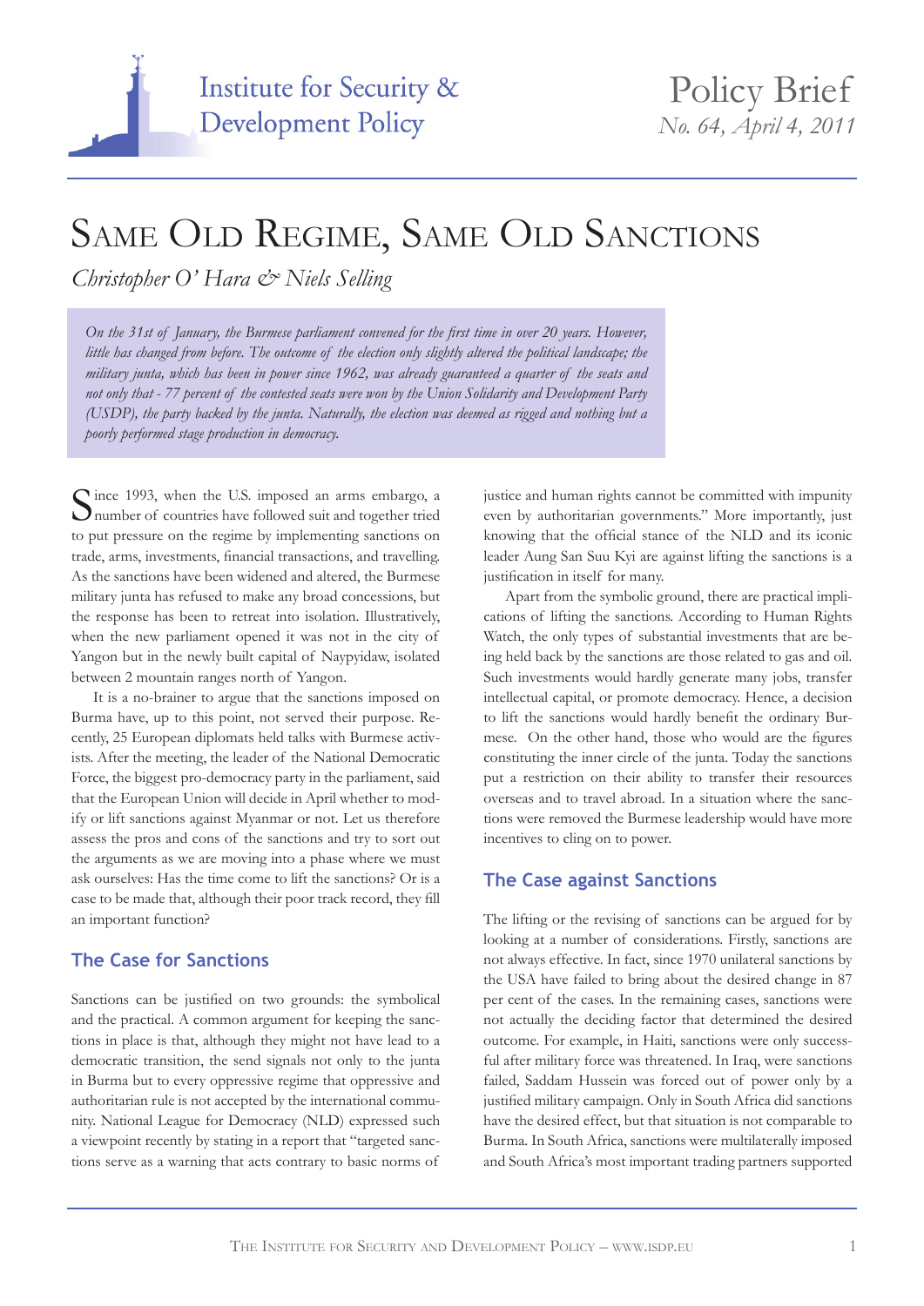Institute for Security & Development Policy

Policy Brief
*No. 64, April 4, 2011*

# Same Old Regime, Same Old Sanctions

*Christopher O' Hara & Niels Selling*

*On the 31st of January, the Burmese parliament convened for the first time in over 20 years. However, little has changed from before. The outcome of the election only slightly altered the political landscape; the military junta, which has been in power since 1962, was already guaranteed a quarter of the seats and not only that - 77 percent of the contested seats were won by the Union Solidarity and Development Party (USDP), the party backed by the junta. Naturally, the election was deemed as rigged and nothing but a poorly performed stage production in democracy.*

Since 1993, when the U.S. imposed an arms embargo, a number of countries have followed suit and together tried to put pressure on the regime by implementing sanctions on trade, arms, investments, financial transactions, and travelling. As the sanctions have been widened and altered, the Burmese military junta has refused to make any broad concessions, but the response has been to retreat into isolation. Illustratively, when the new parliament opened it was not in the city of Yangon but in the newly built capital of Naypyidaw, isolated between 2 mountain ranges north of Yangon.

It is a no-brainer to argue that the sanctions imposed on Burma have, up to this point, not served their purpose. Recently, 25 European diplomats held talks with Burmese activists. After the meeting, the leader of the National Democratic Force, the biggest pro-democracy party in the parliament, said that the European Union will decide in April whether to modify or lift sanctions against Myanmar or not. Let us therefore assess the pros and cons of the sanctions and try to sort out the arguments as we are moving into a phase where we must ask ourselves: Has the time come to lift the sanctions? Or is a case to be made that, although their poor track record, they fill an important function?

## The Case for Sanctions

Sanctions can be justified on two grounds: the symbolical and the practical. A common argument for keeping the sanctions in place is that, although they might not have lead to a democratic transition, the send signals not only to the junta in Burma but to every oppressive regime that oppressive and authoritarian rule is not accepted by the international community. National League for Democracy (NLD) expressed such a viewpoint recently by stating in a report that "targeted sanctions serve as a warning that acts contrary to basic norms of justice and human rights cannot be committed with impunity even by authoritarian governments." More importantly, just knowing that the official stance of the NLD and its iconic leader Aung San Suu Kyi are against lifting the sanctions is a justification in itself for many.

Apart from the symbolic ground, there are practical implications of lifting the sanctions. According to Human Rights Watch, the only types of substantial investments that are being held back by the sanctions are those related to gas and oil. Such investments would hardly generate many jobs, transfer intellectual capital, or promote democracy. Hence, a decision to lift the sanctions would hardly benefit the ordinary Burmese. On the other hand, those who would are the figures constituting the inner circle of the junta. Today the sanctions put a restriction on their ability to transfer their resources overseas and to travel abroad. In a situation where the sanctions were removed the Burmese leadership would have more incentives to cling on to power.

## The Case against Sanctions

The lifting or the revising of sanctions can be argued for by looking at a number of considerations. Firstly, sanctions are not always effective. In fact, since 1970 unilateral sanctions by the USA have failed to bring about the desired change in 87 per cent of the cases. In the remaining cases, sanctions were not actually the deciding factor that determined the desired outcome. For example, in Haiti, sanctions were only successful after military force was threatened. In Iraq, were sanctions failed, Saddam Hussein was forced out of power only by a justified military campaign. Only in South Africa did sanctions have the desired effect, but that situation is not comparable to Burma. In South Africa, sanctions were multilaterally imposed and South Africa's most important trading partners supported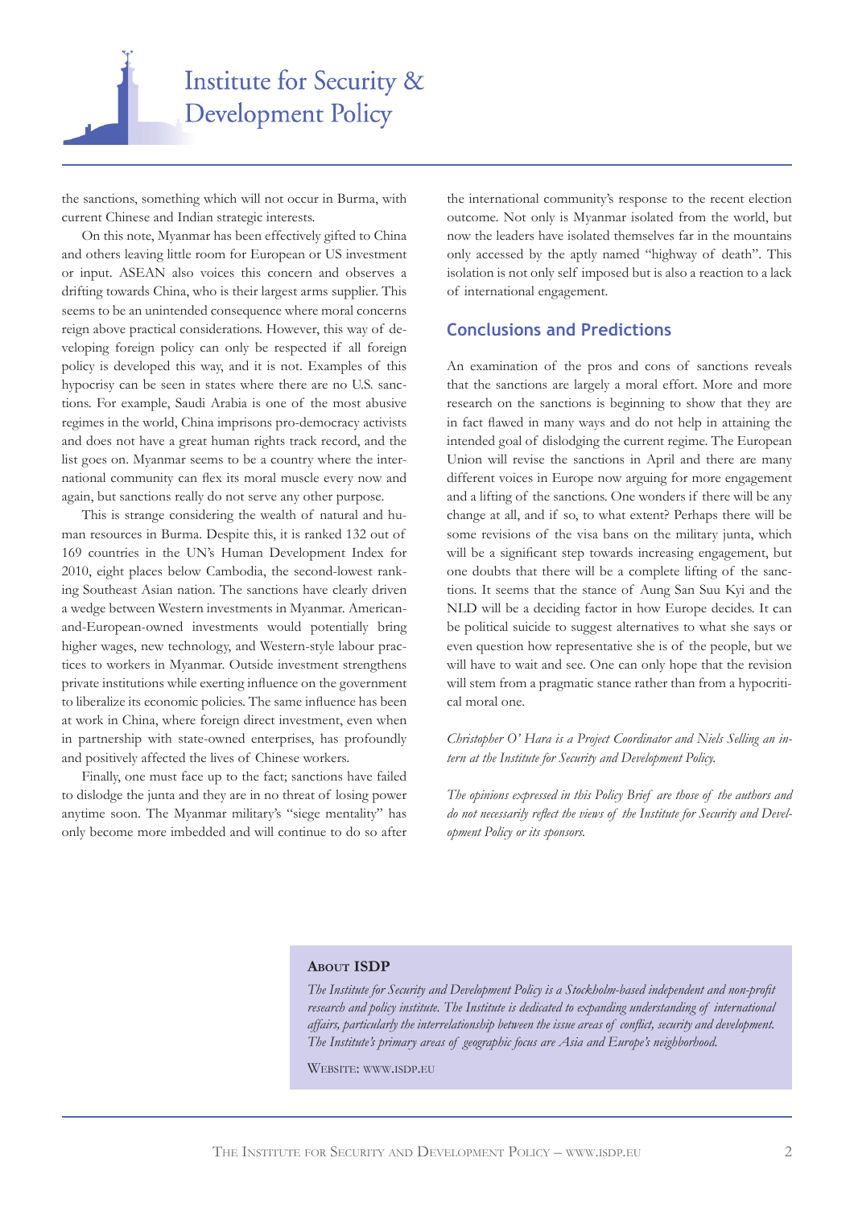the sanctions, something which will not occur in Burma, with current Chinese and Indian strategic interests.

On this note, Myanmar has been effectively gifted to China and others leaving little room for European or US investment or input. ASEAN also voices this concern and observes a drifting towards China, who is their largest arms supplier. This seems to be an unintended consequence where moral concerns reign above practical considerations. However, this way of developing foreign policy can only be respected if all foreign policy is developed this way, and it is not. Examples of this hypocrisy can be seen in states where there are no U.S. sanctions. For example, Saudi Arabia is one of the most abusive regimes in the world, China imprisons pro-democracy activists and does not have a great human rights track record, and the list goes on. Myanmar seems to be a country where the international community can flex its moral muscle every now and again, but sanctions really do not serve any other purpose.

This is strange considering the wealth of natural and human resources in Burma. Despite this, it is ranked 132 out of 169 countries in the UN's Human Development Index for 2010, eight places below Cambodia, the second-lowest ranking Southeast Asian nation. The sanctions have clearly driven a wedge between Western investments in Myanmar. American-and-European-owned investments would potentially bring higher wages, new technology, and Western-style labour practices to workers in Myanmar. Outside investment strengthens private institutions while exerting influence on the government to liberalize its economic policies. The same influence has been at work in China, where foreign direct investment, even when in partnership with state-owned enterprises, has profoundly and positively affected the lives of Chinese workers.

Finally, one must face up to the fact; sanctions have failed to dislodge the junta and they are in no threat of losing power anytime soon. The Myanmar military's "siege mentality" has only become more imbedded and will continue to do so after the international community's response to the recent election outcome. Not only is Myanmar isolated from the world, but now the leaders have isolated themselves far in the mountains only accessed by the aptly named "highway of death". This isolation is not only self imposed but is also a reaction to a lack of international engagement.

## Conclusions and Predictions

An examination of the pros and cons of sanctions reveals that the sanctions are largely a moral effort. More and more research on the sanctions is beginning to show that they are in fact flawed in many ways and do not help in attaining the intended goal of dislodging the current regime. The European Union will revise the sanctions in April and there are many different voices in Europe now arguing for more engagement and a lifting of the sanctions. One wonders if there will be any change at all, and if so, to what extent? Perhaps there will be some revisions of the visa bans on the military junta, which will be a significant step towards increasing engagement, but one doubts that there will be a complete lifting of the sanctions. It seems that the stance of Aung San Suu Kyi and the NLD will be a deciding factor in how Europe decides. It can be political suicide to suggest alternatives to what she says or even question how representative she is of the people, but we will have to wait and see. One can only hope that the revision will stem from a pragmatic stance rather than from a hypocritical moral one.

*Christopher O' Hara is a Project Coordinator and Niels Selling an intern at the Institute for Security and Development Policy.*

*The opinions expressed in this Policy Brief are those of the authors and do not necessarily reflect the views of the Institute for Security and Development Policy or its sponsors.*

**About ISDP**

*The Institute for Security and Development Policy is a Stockholm-based independent and non-profit research and policy institute. The Institute is dedicated to expanding understanding of international affairs, particularly the interrelationship between the issue areas of conflict, security and development. The Institute's primary areas of geographic focus are Asia and Europe's neighborhood.*

Website: www.isdp.eu